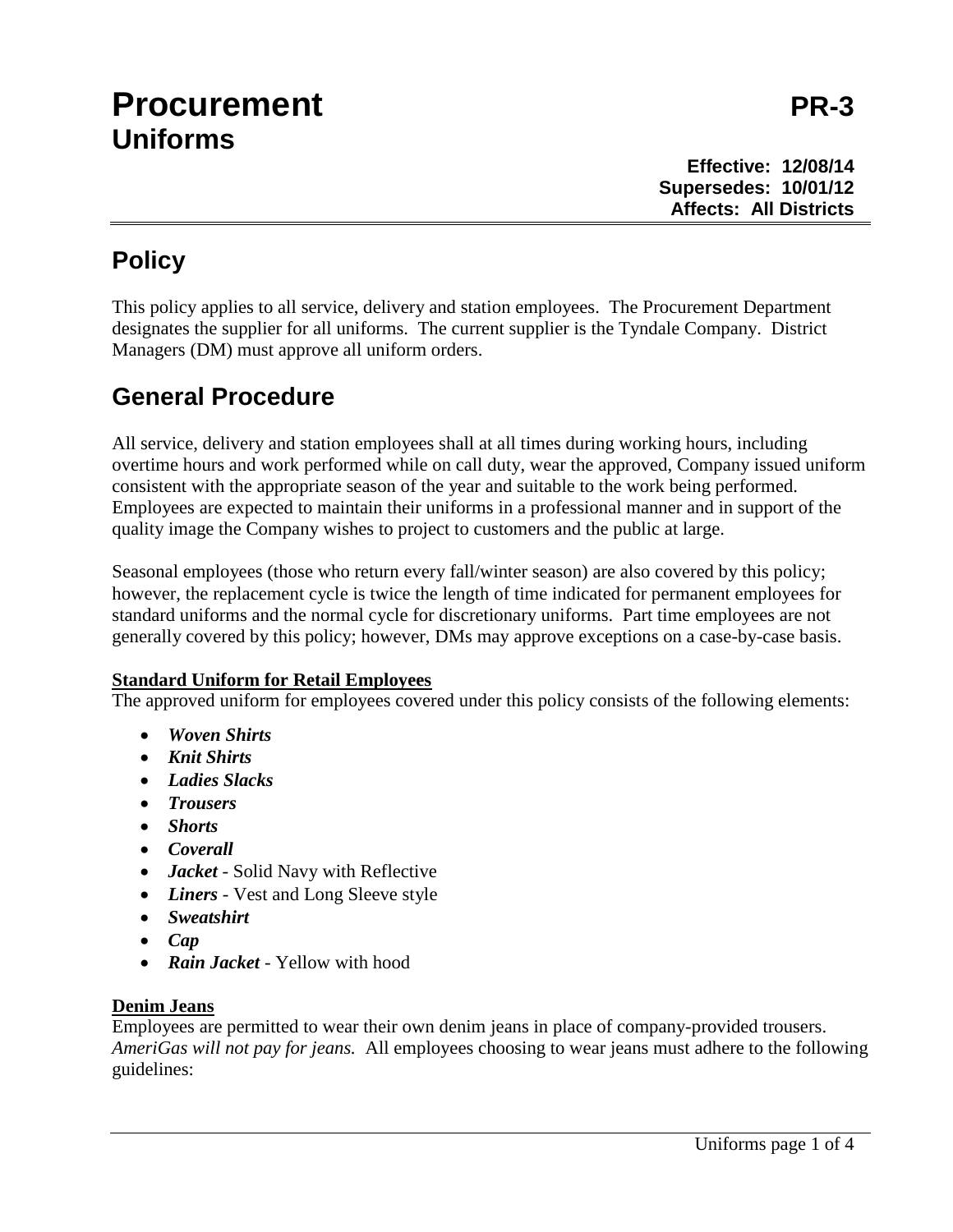# Procurement PR-3
# Uniforms

**Effective: 12/08/14**
**Supersedes: 10/01/12**
**Affects: All Districts**

## Policy

This policy applies to all service, delivery and station employees. The Procurement Department designates the supplier for all uniforms. The current supplier is the Tyndale Company. District Managers (DM) must approve all uniform orders.

## General Procedure

All service, delivery and station employees shall at all times during working hours, including overtime hours and work performed while on call duty, wear the approved, Company issued uniform consistent with the appropriate season of the year and suitable to the work being performed. Employees are expected to maintain their uniforms in a professional manner and in support of the quality image the Company wishes to project to customers and the public at large.

Seasonal employees (those who return every fall/winter season) are also covered by this policy; however, the replacement cycle is twice the length of time indicated for permanent employees for standard uniforms and the normal cycle for discretionary uniforms. Part time employees are not generally covered by this policy; however, DMs may approve exceptions on a case-by-case basis.

**Standard Uniform for Retail Employees**

The approved uniform for employees covered under this policy consists of the following elements:

- ***Woven Shirts***
- ***Knit Shirts***
- ***Ladies Slacks***
- ***Trousers***
- ***Shorts***
- ***Coverall***
- ***Jacket*** - Solid Navy with Reflective
- ***Liners*** - Vest and Long Sleeve style
- ***Sweatshirt***
- ***Cap***
- ***Rain Jacket*** - Yellow with hood

**Denim Jeans**

Employees are permitted to wear their own denim jeans in place of company-provided trousers. *AmeriGas will not pay for jeans.* All employees choosing to wear jeans must adhere to the following guidelines: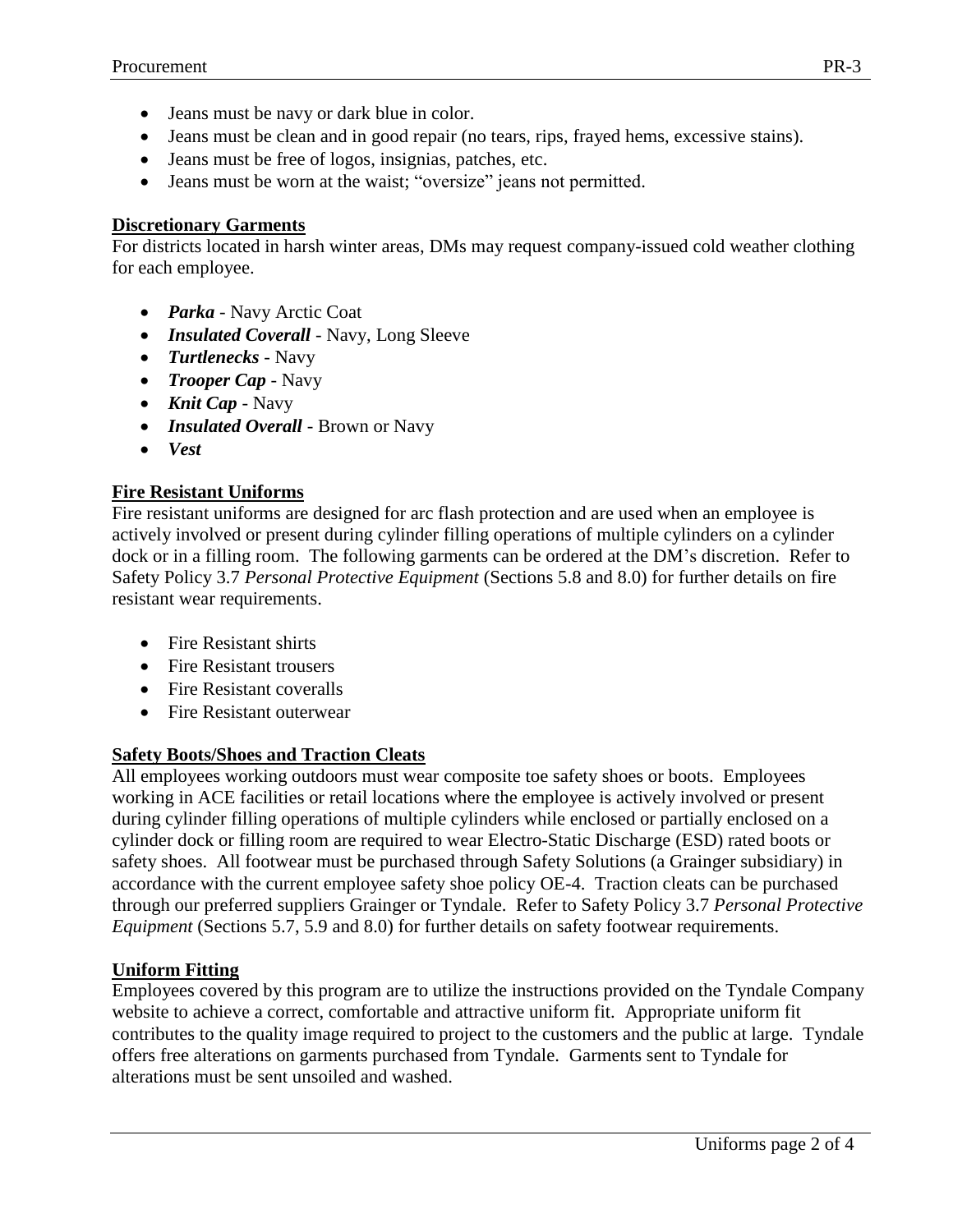- Jeans must be navy or dark blue in color.
- Jeans must be clean and in good repair (no tears, rips, frayed hems, excessive stains).
- Jeans must be free of logos, insignias, patches, etc.
- Jeans must be worn at the waist; "oversize" jeans not permitted.

**Discretionary Garments**

For districts located in harsh winter areas, DMs may request company-issued cold weather clothing for each employee.

- ***Parka*** - Navy Arctic Coat
- ***Insulated Coverall*** - Navy, Long Sleeve
- ***Turtlenecks*** - Navy
- ***Trooper Cap*** - Navy
- ***Knit Cap*** - Navy
- ***Insulated Overall*** - Brown or Navy
- ***Vest***

**Fire Resistant Uniforms**

Fire resistant uniforms are designed for arc flash protection and are used when an employee is actively involved or present during cylinder filling operations of multiple cylinders on a cylinder dock or in a filling room. The following garments can be ordered at the DM's discretion. Refer to Safety Policy 3.7 *Personal Protective Equipment* (Sections 5.8 and 8.0) for further details on fire resistant wear requirements.

- Fire Resistant shirts
- Fire Resistant trousers
- Fire Resistant coveralls
- Fire Resistant outerwear

**Safety Boots/Shoes and Traction Cleats**

All employees working outdoors must wear composite toe safety shoes or boots. Employees working in ACE facilities or retail locations where the employee is actively involved or present during cylinder filling operations of multiple cylinders while enclosed or partially enclosed on a cylinder dock or filling room are required to wear Electro-Static Discharge (ESD) rated boots or safety shoes. All footwear must be purchased through Safety Solutions (a Grainger subsidiary) in accordance with the current employee safety shoe policy OE-4. Traction cleats can be purchased through our preferred suppliers Grainger or Tyndale. Refer to Safety Policy 3.7 *Personal Protective Equipment* (Sections 5.7, 5.9 and 8.0) for further details on safety footwear requirements.

**Uniform Fitting**

Employees covered by this program are to utilize the instructions provided on the Tyndale Company website to achieve a correct, comfortable and attractive uniform fit. Appropriate uniform fit contributes to the quality image required to project to the customers and the public at large. Tyndale offers free alterations on garments purchased from Tyndale. Garments sent to Tyndale for alterations must be sent unsoiled and washed.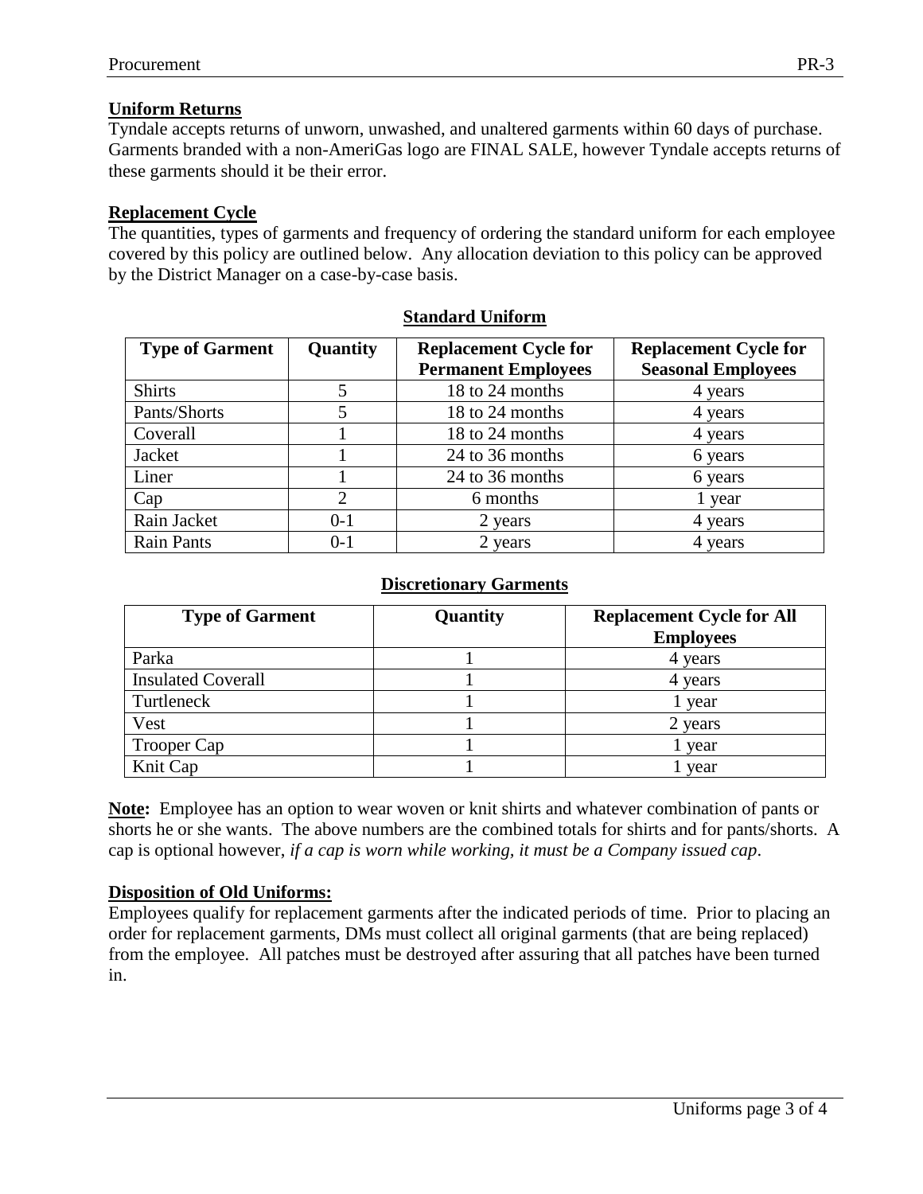**Uniform Returns**

Tyndale accepts returns of unworn, unwashed, and unaltered garments within 60 days of purchase. Garments branded with a non-AmeriGas logo are FINAL SALE, however Tyndale accepts returns of these garments should it be their error.

**Replacement Cycle**

The quantities, types of garments and frequency of ordering the standard uniform for each employee covered by this policy are outlined below. Any allocation deviation to this policy can be approved by the District Manager on a case-by-case basis.

**Standard Uniform**

| Type of Garment | Quantity | Replacement Cycle for Permanent Employees | Replacement Cycle for Seasonal Employees |
|---|---|---|---|
| Shirts | 5 | 18 to 24 months | 4 years |
| Pants/Shorts | 5 | 18 to 24 months | 4 years |
| Coverall | 1 | 18 to 24 months | 4 years |
| Jacket | 1 | 24 to 36 months | 6 years |
| Liner | 1 | 24 to 36 months | 6 years |
| Cap | 2 | 6 months | 1 year |
| Rain Jacket | 0-1 | 2 years | 4 years |
| Rain Pants | 0-1 | 2 years | 4 years |

**Discretionary Garments**

| Type of Garment | Quantity | Replacement Cycle for All Employees |
|---|---|---|
| Parka | 1 | 4 years |
| Insulated Coverall | 1 | 4 years |
| Turtleneck | 1 | 1 year |
| Vest | 1 | 2 years |
| Trooper Cap | 1 | 1 year |
| Knit Cap | 1 | 1 year |

**Note:** Employee has an option to wear woven or knit shirts and whatever combination of pants or shorts he or she wants. The above numbers are the combined totals for shirts and for pants/shorts. A cap is optional however, *if a cap is worn while working, it must be a Company issued cap*.

**Disposition of Old Uniforms:**

Employees qualify for replacement garments after the indicated periods of time. Prior to placing an order for replacement garments, DMs must collect all original garments (that are being replaced) from the employee. All patches must be destroyed after assuring that all patches have been turned in.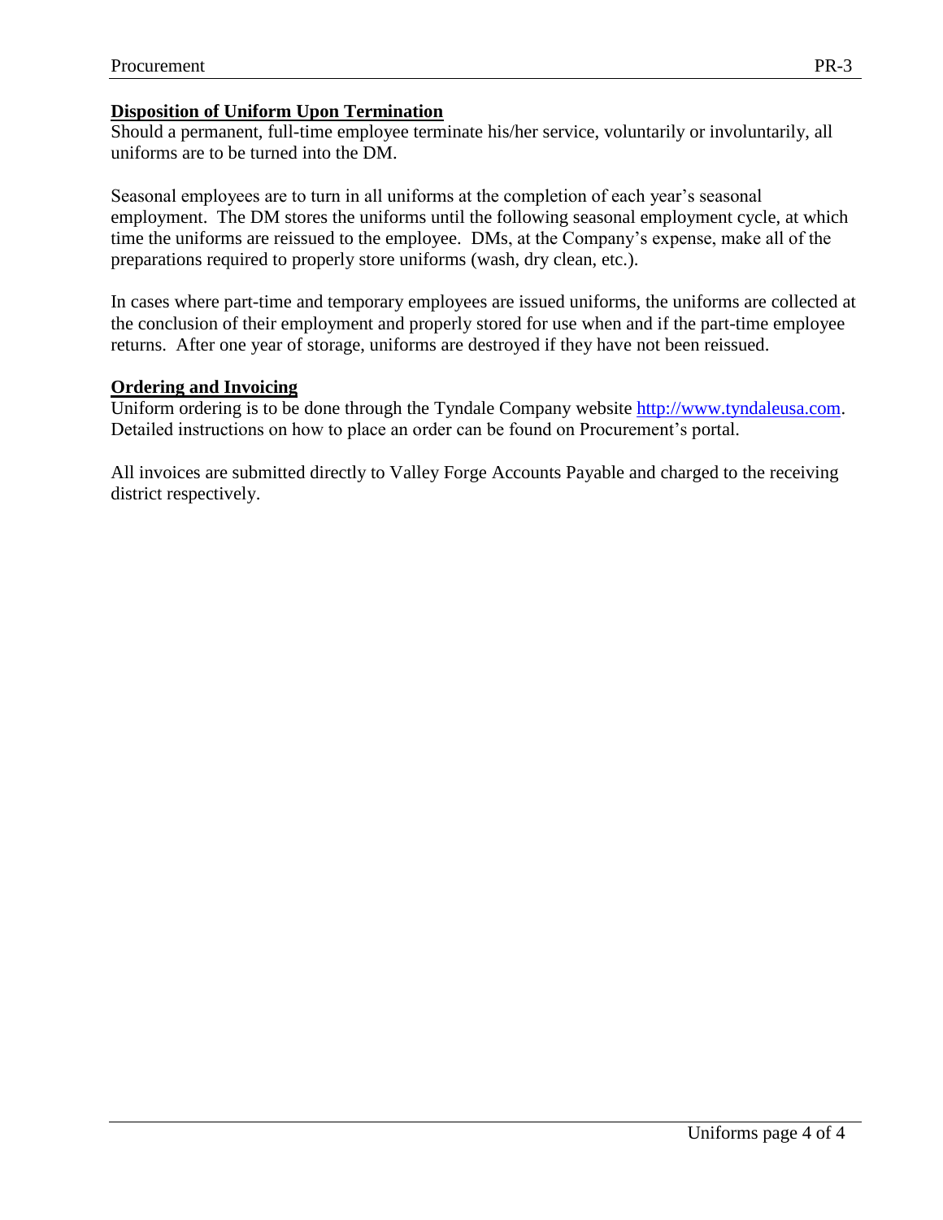**Disposition of Uniform Upon Termination**

Should a permanent, full-time employee terminate his/her service, voluntarily or involuntarily, all uniforms are to be turned into the DM.

Seasonal employees are to turn in all uniforms at the completion of each year's seasonal employment. The DM stores the uniforms until the following seasonal employment cycle, at which time the uniforms are reissued to the employee. DMs, at the Company's expense, make all of the preparations required to properly store uniforms (wash, dry clean, etc.).

In cases where part-time and temporary employees are issued uniforms, the uniforms are collected at the conclusion of their employment and properly stored for use when and if the part-time employee returns. After one year of storage, uniforms are destroyed if they have not been reissued.

**Ordering and Invoicing**

Uniform ordering is to be done through the Tyndale Company website http://www.tyndaleusa.com. Detailed instructions on how to place an order can be found on Procurement's portal.

All invoices are submitted directly to Valley Forge Accounts Payable and charged to the receiving district respectively.